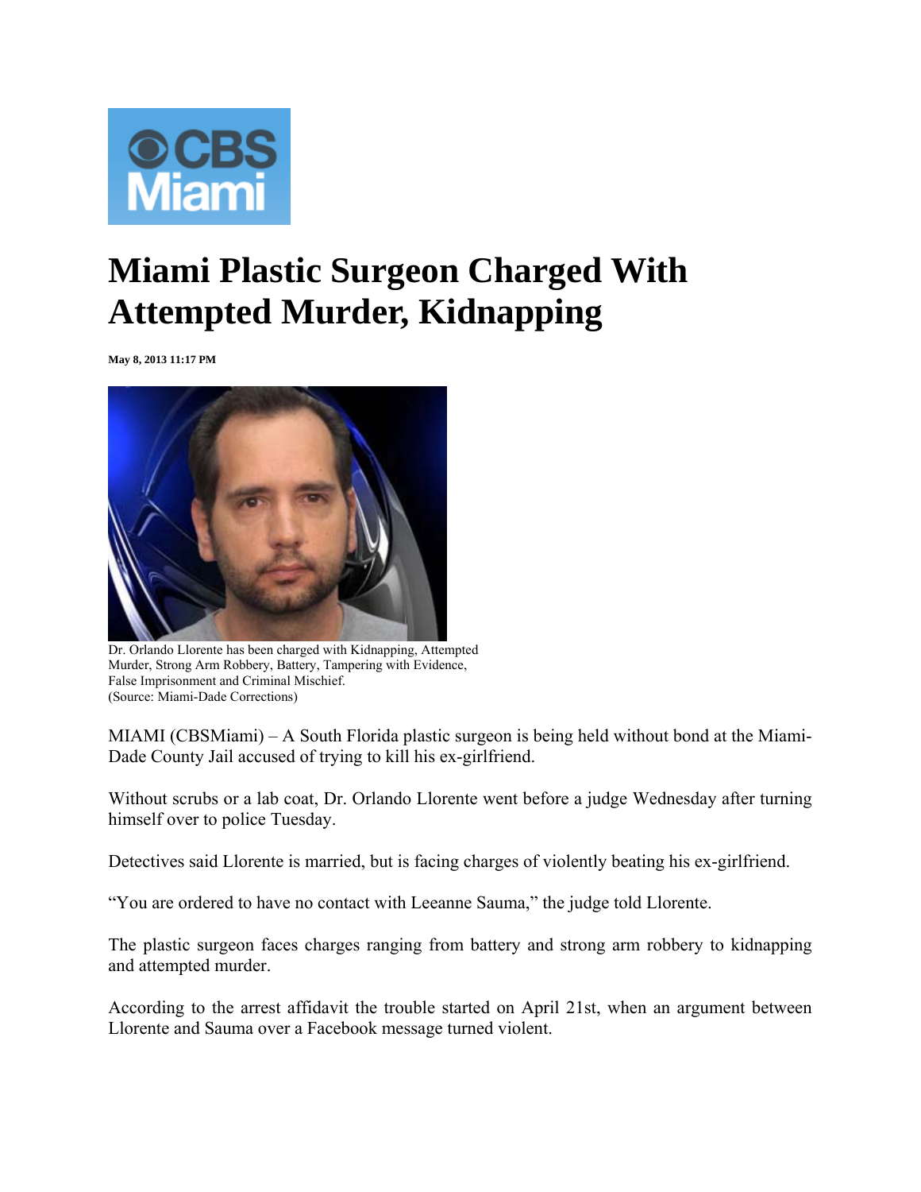CBS Miami

# Miami Plastic Surgeon Charged With Attempted Murder, Kidnapping

**May 8, 2013 11:17 PM**

Dr. Orlando Llorente has been charged with Kidnapping, Attempted Murder, Strong Arm Robbery, Battery, Tampering with Evidence, False Imprisonment and Criminal Mischief.
(Source: Miami-Dade Corrections)

MIAMI (CBSMiami) – A South Florida plastic surgeon is being held without bond at the Miami-Dade County Jail accused of trying to kill his ex-girlfriend.

Without scrubs or a lab coat, Dr. Orlando Llorente went before a judge Wednesday after turning himself over to police Tuesday.

Detectives said Llorente is married, but is facing charges of violently beating his ex-girlfriend.

"You are ordered to have no contact with Leeanne Sauma," the judge told Llorente.

The plastic surgeon faces charges ranging from battery and strong arm robbery to kidnapping and attempted murder.

According to the arrest affidavit the trouble started on April 21st, when an argument between Llorente and Sauma over a Facebook message turned violent.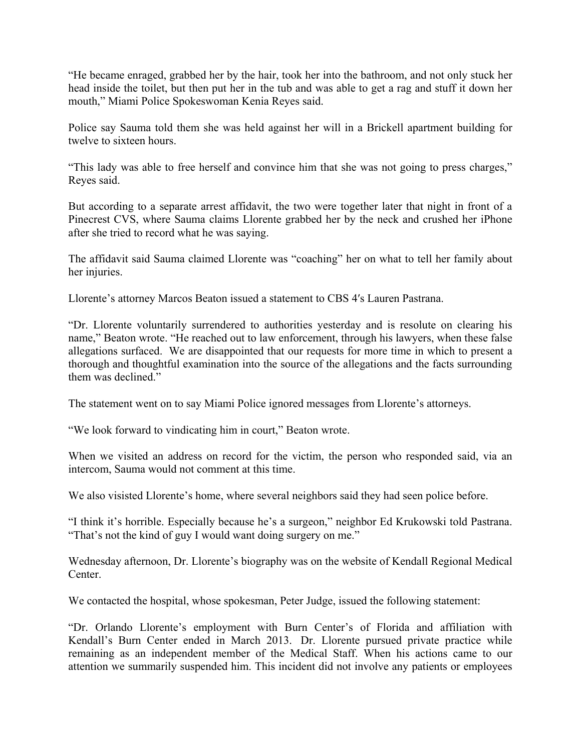"He became enraged, grabbed her by the hair, took her into the bathroom, and not only stuck her head inside the toilet, but then put her in the tub and was able to get a rag and stuff it down her mouth," Miami Police Spokeswoman Kenia Reyes said.

Police say Sauma told them she was held against her will in a Brickell apartment building for twelve to sixteen hours.

"This lady was able to free herself and convince him that she was not going to press charges," Reyes said.

But according to a separate arrest affidavit, the two were together later that night in front of a Pinecrest CVS, where Sauma claims Llorente grabbed her by the neck and crushed her iPhone after she tried to record what he was saying.

The affidavit said Sauma claimed Llorente was "coaching" her on what to tell her family about her injuries.

Llorente's attorney Marcos Beaton issued a statement to CBS 4′s Lauren Pastrana.

"Dr. Llorente voluntarily surrendered to authorities yesterday and is resolute on clearing his name," Beaton wrote. "He reached out to law enforcement, through his lawyers, when these false allegations surfaced. We are disappointed that our requests for more time in which to present a thorough and thoughtful examination into the source of the allegations and the facts surrounding them was declined."

The statement went on to say Miami Police ignored messages from Llorente's attorneys.

"We look forward to vindicating him in court," Beaton wrote.

When we visited an address on record for the victim, the person who responded said, via an intercom, Sauma would not comment at this time.

We also visisted Llorente's home, where several neighbors said they had seen police before.

"I think it's horrible. Especially because he's a surgeon," neighbor Ed Krukowski told Pastrana. "That's not the kind of guy I would want doing surgery on me."

Wednesday afternoon, Dr. Llorente's biography was on the website of Kendall Regional Medical Center.

We contacted the hospital, whose spokesman, Peter Judge, issued the following statement:

"Dr. Orlando Llorente's employment with Burn Center's of Florida and affiliation with Kendall's Burn Center ended in March 2013. Dr. Llorente pursued private practice while remaining as an independent member of the Medical Staff. When his actions came to our attention we summarily suspended him. This incident did not involve any patients or employees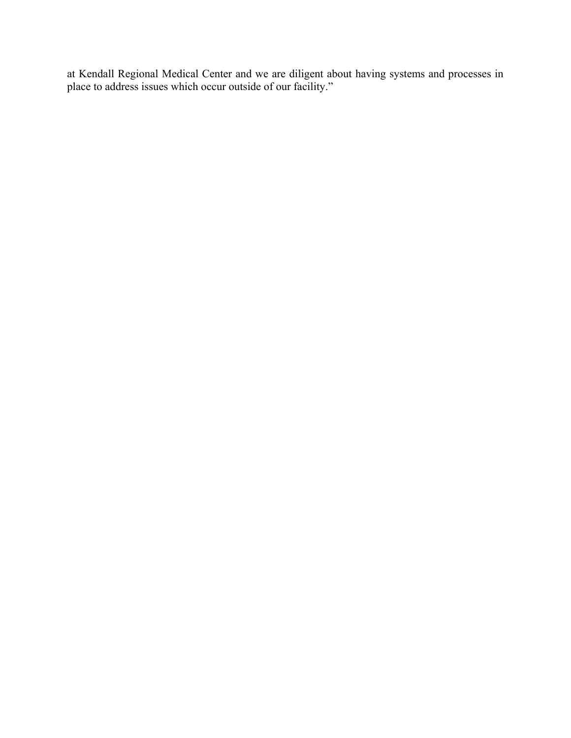at Kendall Regional Medical Center and we are diligent about having systems and processes in place to address issues which occur outside of our facility."